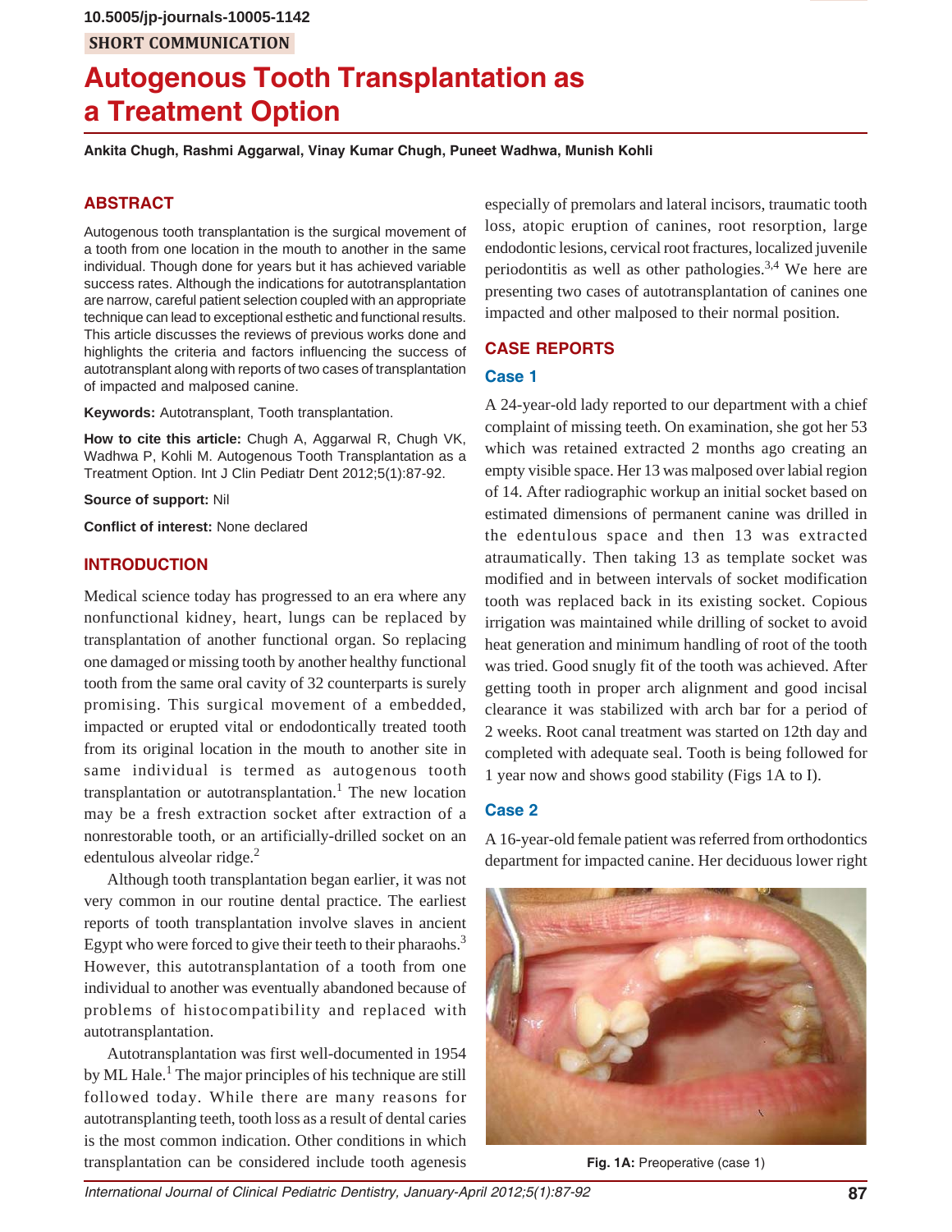10.5005/jp-journals-10005-1142

SHORT COMMUNICATION

# Autogenous Tooth Transplantation as a Treatment Option

**Ankita Chugh, Rashmi Aggarwal, Vinay Kumar Chugh, Puneet Wadhwa, Munish Kohli**

## ABSTRACT

Autogenous tooth transplantation is the surgical movement of a tooth from one location in the mouth to another in the same individual. Though done for years but it has achieved variable success rates. Although the indications for autotransplantation are narrow, careful patient selection coupled with an appropriate technique can lead to exceptional esthetic and functional results. This article discusses the reviews of previous works done and highlights the criteria and factors influencing the success of autotransplant along with reports of two cases of transplantation of impacted and malposed canine.

**Keywords:** Autotransplant, Tooth transplantation.

**How to cite this article:** Chugh A, Aggarwal R, Chugh VK, Wadhwa P, Kohli M. Autogenous Tooth Transplantation as a Treatment Option. Int J Clin Pediatr Dent 2012;5(1):87-92.

**Source of support:** Nil

**Conflict of interest:** None declared

## INTRODUCTION

Medical science today has progressed to an era where any nonfunctional kidney, heart, lungs can be replaced by transplantation of another functional organ. So replacing one damaged or missing tooth by another healthy functional tooth from the same oral cavity of 32 counterparts is surely promising. This surgical movement of a embedded, impacted or erupted vital or endodontically treated tooth from its original location in the mouth to another site in same individual is termed as autogenous tooth transplantation or autotransplantation.[1] The new location may be a fresh extraction socket after extraction of a nonrestorable tooth, or an artificially-drilled socket on an edentulous alveolar ridge.[2]

Although tooth transplantation began earlier, it was not very common in our routine dental practice. The earliest reports of tooth transplantation involve slaves in ancient Egypt who were forced to give their teeth to their pharaohs.[3] However, this autotransplantation of a tooth from one individual to another was eventually abandoned because of problems of histocompatibility and replaced with autotransplantation.

Autotransplantation was first well-documented in 1954 by ML Hale.[1] The major principles of his technique are still followed today. While there are many reasons for autotransplanting teeth, tooth loss as a result of dental caries is the most common indication. Other conditions in which transplantation can be considered include tooth agenesis especially of premolars and lateral incisors, traumatic tooth loss, atopic eruption of canines, root resorption, large endodontic lesions, cervical root fractures, localized juvenile periodontitis as well as other pathologies.[3,4] We here are presenting two cases of autotransplantation of canines one impacted and other malposed to their normal position.

## CASE REPORTS

### Case 1

A 24-year-old lady reported to our department with a chief complaint of missing teeth. On examination, she got her 53 which was retained extracted 2 months ago creating an empty visible space. Her 13 was malposed over labial region of 14. After radiographic workup an initial socket based on estimated dimensions of permanent canine was drilled in the edentulous space and then 13 was extracted atraumatically. Then taking 13 as template socket was modified and in between intervals of socket modification tooth was replaced back in its existing socket. Copious irrigation was maintained while drilling of socket to avoid heat generation and minimum handling of root of the tooth was tried. Good snugly fit of the tooth was achieved. After getting tooth in proper arch alignment and good incisal clearance it was stabilized with arch bar for a period of 2 weeks. Root canal treatment was started on 12th day and completed with adequate seal. Tooth is being followed for 1 year now and shows good stability (Figs 1A to I).

### Case 2

A 16-year-old female patient was referred from orthodontics department for impacted canine. Her deciduous lower right

**Fig. 1A:** Preoperative (case 1)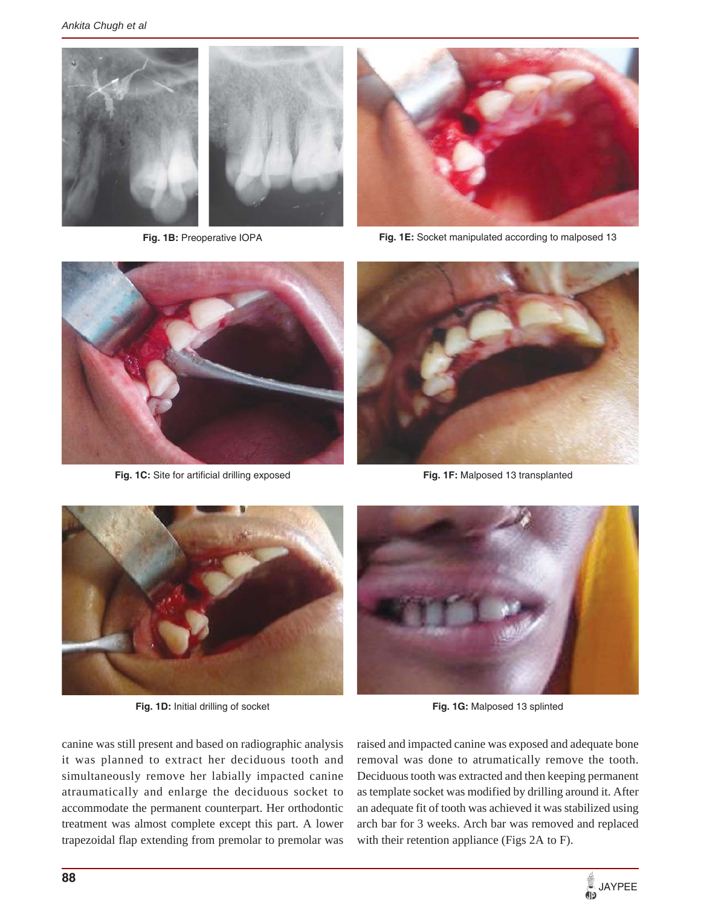Fig. 1B: Preoperative IOPA

Fig. 1E: Socket manipulated according to malposed 13

Fig. 1C: Site for artificial drilling exposed

Fig. 1F: Malposed 13 transplanted

Fig. 1D: Initial drilling of socket

Fig. 1G: Malposed 13 splinted

canine was still present and based on radiographic analysis it was planned to extract her deciduous tooth and simultaneously remove her labially impacted canine atraumatically and enlarge the deciduous socket to accommodate the permanent counterpart. Her orthodontic treatment was almost complete except this part. A lower trapezoidal flap extending from premolar to premolar was raised and impacted canine was exposed and adequate bone removal was done to atrumatically remove the tooth. Deciduous tooth was extracted and then keeping permanent as template socket was modified by drilling around it. After an adequate fit of tooth was achieved it was stabilized using arch bar for 3 weeks. Arch bar was removed and replaced with their retention appliance (Figs 2A to F).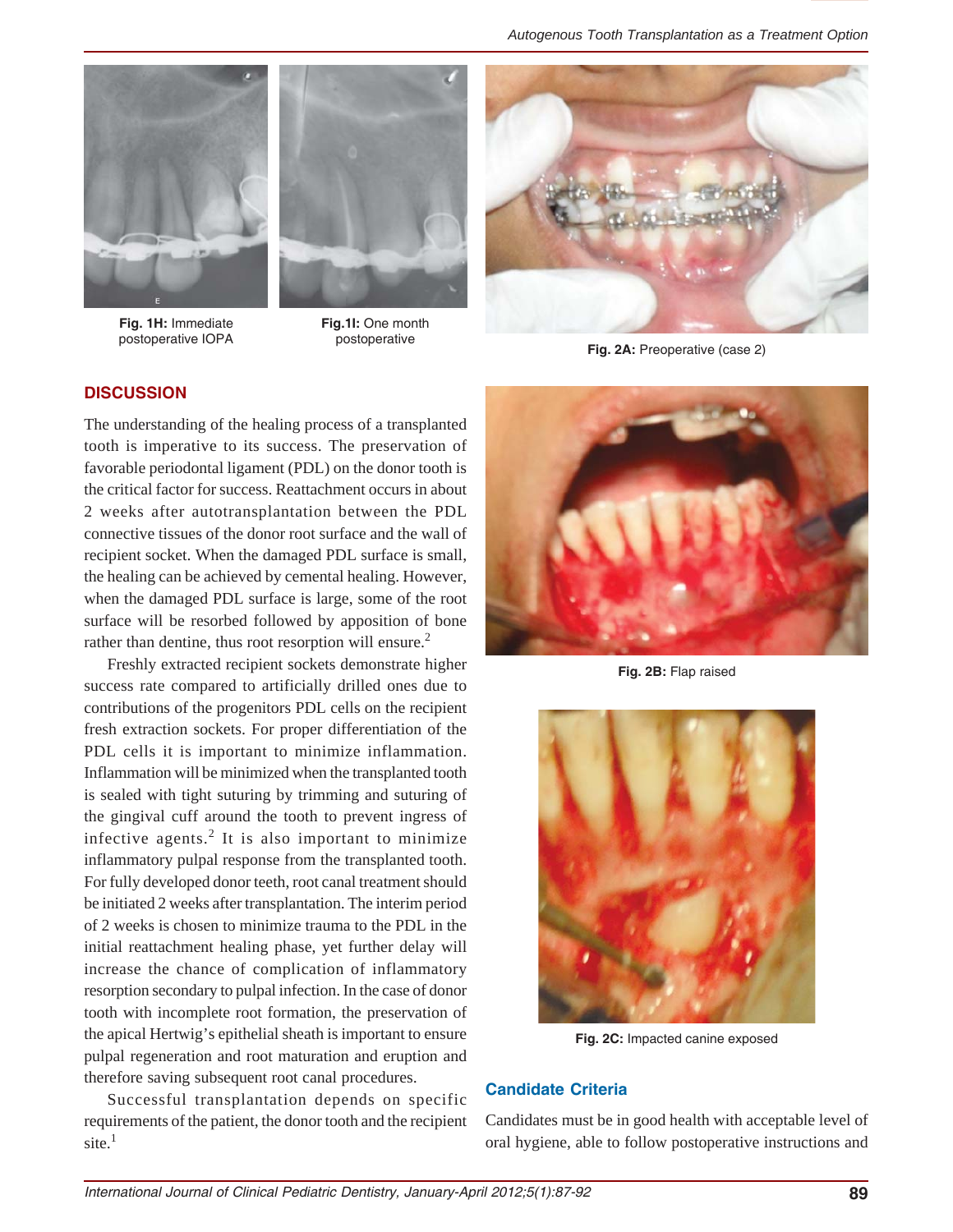Fig. 1H: Immediate postoperative IOPA

Fig.1I: One month postoperative

Fig. 2A: Preoperative (case 2)

## DISCUSSION

The understanding of the healing process of a transplanted tooth is imperative to its success. The preservation of favorable periodontal ligament (PDL) on the donor tooth is the critical factor for success. Reattachment occurs in about 2 weeks after autotransplantation between the PDL connective tissues of the donor root surface and the wall of recipient socket. When the damaged PDL surface is small, the healing can be achieved by cemental healing. However, when the damaged PDL surface is large, some of the root surface will be resorbed followed by apposition of bone rather than dentine, thus root resorption will ensure.[2]

Freshly extracted recipient sockets demonstrate higher success rate compared to artificially drilled ones due to contributions of the progenitors PDL cells on the recipient fresh extraction sockets. For proper differentiation of the PDL cells it is important to minimize inflammation. Inflammation will be minimized when the transplanted tooth is sealed with tight suturing by trimming and suturing of the gingival cuff around the tooth to prevent ingress of infective agents.[2] It is also important to minimize inflammatory pulpal response from the transplanted tooth. For fully developed donor teeth, root canal treatment should be initiated 2 weeks after transplantation. The interim period of 2 weeks is chosen to minimize trauma to the PDL in the initial reattachment healing phase, yet further delay will increase the chance of complication of inflammatory resorption secondary to pulpal infection. In the case of donor tooth with incomplete root formation, the preservation of the apical Hertwig's epithelial sheath is important to ensure pulpal regeneration and root maturation and eruption and therefore saving subsequent root canal procedures.

Successful transplantation depends on specific requirements of the patient, the donor tooth and the recipient site.[1]

Fig. 2B: Flap raised

Fig. 2C: Impacted canine exposed

### Candidate Criteria

Candidates must be in good health with acceptable level of oral hygiene, able to follow postoperative instructions and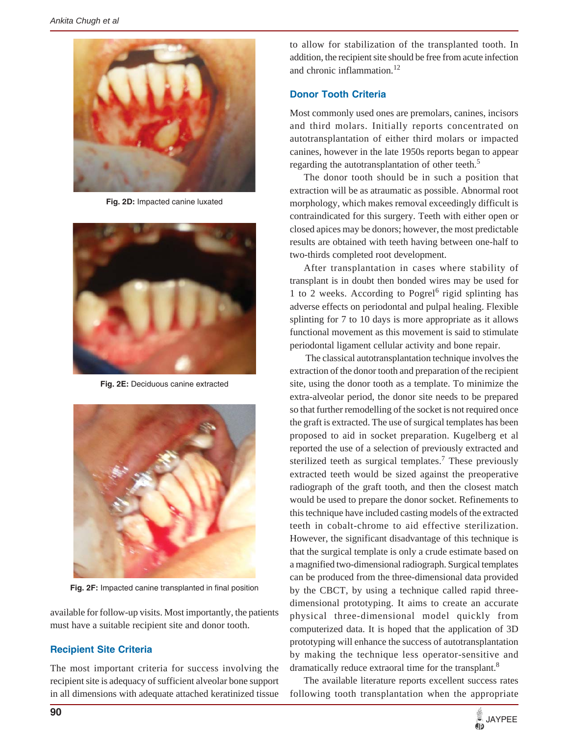Fig. 2D: Impacted canine luxated

Fig. 2E: Deciduous canine extracted

Fig. 2F: Impacted canine transplanted in final position

available for follow-up visits. Most importantly, the patients must have a suitable recipient site and donor tooth.

### Recipient Site Criteria

The most important criteria for success involving the recipient site is adequacy of sufficient alveolar bone support in all dimensions with adequate attached keratinized tissue to allow for stabilization of the transplanted tooth. In addition, the recipient site should be free from acute infection and chronic inflammation.[12]

### Donor Tooth Criteria

Most commonly used ones are premolars, canines, incisors and third molars. Initially reports concentrated on autotransplantation of either third molars or impacted canines, however in the late 1950s reports began to appear regarding the autotransplantation of other teeth.[5]

The donor tooth should be in such a position that extraction will be as atraumatic as possible. Abnormal root morphology, which makes removal exceedingly difficult is contraindicated for this surgery. Teeth with either open or closed apices may be donors; however, the most predictable results are obtained with teeth having between one-half to two-thirds completed root development.

After transplantation in cases where stability of transplant is in doubt then bonded wires may be used for 1 to 2 weeks. According to Pogrel[6] rigid splinting has adverse effects on periodontal and pulpal healing. Flexible splinting for 7 to 10 days is more appropriate as it allows functional movement as this movement is said to stimulate periodontal ligament cellular activity and bone repair.

The classical autotransplantation technique involves the extraction of the donor tooth and preparation of the recipient site, using the donor tooth as a template. To minimize the extra-alveolar period, the donor site needs to be prepared so that further remodelling of the socket is not required once the graft is extracted. The use of surgical templates has been proposed to aid in socket preparation. Kugelberg et al reported the use of a selection of previously extracted and sterilized teeth as surgical templates.[7] These previously extracted teeth would be sized against the preoperative radiograph of the graft tooth, and then the closest match would be used to prepare the donor socket. Refinements to this technique have included casting models of the extracted teeth in cobalt-chrome to aid effective sterilization. However, the significant disadvantage of this technique is that the surgical template is only a crude estimate based on a magnified two-dimensional radiograph. Surgical templates can be produced from the three-dimensional data provided by the CBCT, by using a technique called rapid three-dimensional prototyping. It aims to create an accurate physical three-dimensional model quickly from computerized data. It is hoped that the application of 3D prototyping will enhance the success of autotransplantation by making the technique less operator-sensitive and dramatically reduce extraoral time for the transplant.[8]

The available literature reports excellent success rates following tooth transplantation when the appropriate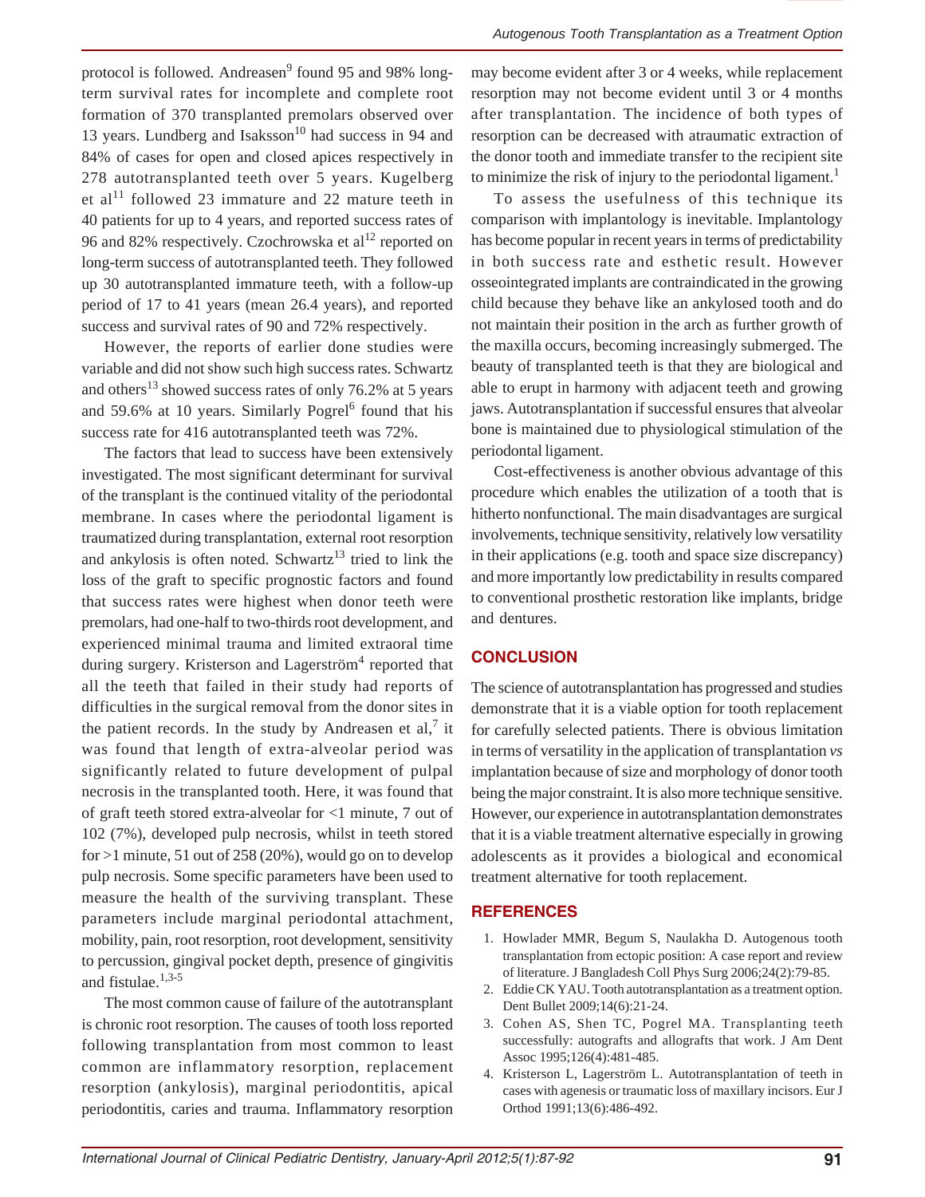protocol is followed. Andreasen[9] found 95 and 98% long-term survival rates for incomplete and complete root formation of 370 transplanted premolars observed over 13 years. Lundberg and Isaksson[10] had success in 94 and 84% of cases for open and closed apices respectively in 278 autotransplanted teeth over 5 years. Kugelberg et al[11] followed 23 immature and 22 mature teeth in 40 patients for up to 4 years, and reported success rates of 96 and 82% respectively. Czochrowska et al[12] reported on long-term success of autotransplanted teeth. They followed up 30 autotransplanted immature teeth, with a follow-up period of 17 to 41 years (mean 26.4 years), and reported success and survival rates of 90 and 72% respectively.

However, the reports of earlier done studies were variable and did not show such high success rates. Schwartz and others[13] showed success rates of only 76.2% at 5 years and 59.6% at 10 years. Similarly Pogrel[6] found that his success rate for 416 autotransplanted teeth was 72%.

The factors that lead to success have been extensively investigated. The most significant determinant for survival of the transplant is the continued vitality of the periodontal membrane. In cases where the periodontal ligament is traumatized during transplantation, external root resorption and ankylosis is often noted. Schwartz[13] tried to link the loss of the graft to specific prognostic factors and found that success rates were highest when donor teeth were premolars, had one-half to two-thirds root development, and experienced minimal trauma and limited extraoral time during surgery. Kristerson and Lagerström[4] reported that all the teeth that failed in their study had reports of difficulties in the surgical removal from the donor sites in the patient records. In the study by Andreasen et al,[7] it was found that length of extra-alveolar period was significantly related to future development of pulpal necrosis in the transplanted tooth. Here, it was found that of graft teeth stored extra-alveolar for <1 minute, 7 out of 102 (7%), developed pulp necrosis, whilst in teeth stored for >1 minute, 51 out of 258 (20%), would go on to develop pulp necrosis. Some specific parameters have been used to measure the health of the surviving transplant. These parameters include marginal periodontal attachment, mobility, pain, root resorption, root development, sensitivity to percussion, gingival pocket depth, presence of gingivitis and fistulae.[1,3-5]

The most common cause of failure of the autotransplant is chronic root resorption. The causes of tooth loss reported following transplantation from most common to least common are inflammatory resorption, replacement resorption (ankylosis), marginal periodontitis, apical periodontitis, caries and trauma. Inflammatory resorption may become evident after 3 or 4 weeks, while replacement resorption may not become evident until 3 or 4 months after transplantation. The incidence of both types of resorption can be decreased with atraumatic extraction of the donor tooth and immediate transfer to the recipient site to minimize the risk of injury to the periodontal ligament.[1]

To assess the usefulness of this technique its comparison with implantology is inevitable. Implantology has become popular in recent years in terms of predictability in both success rate and esthetic result. However osseointegrated implants are contraindicated in the growing child because they behave like an ankylosed tooth and do not maintain their position in the arch as further growth of the maxilla occurs, becoming increasingly submerged. The beauty of transplanted teeth is that they are biological and able to erupt in harmony with adjacent teeth and growing jaws. Autotransplantation if successful ensures that alveolar bone is maintained due to physiological stimulation of the periodontal ligament.

Cost-effectiveness is another obvious advantage of this procedure which enables the utilization of a tooth that is hitherto nonfunctional. The main disadvantages are surgical involvements, technique sensitivity, relatively low versatility in their applications (e.g. tooth and space size discrepancy) and more importantly low predictability in results compared to conventional prosthetic restoration like implants, bridge and dentures.

## CONCLUSION

The science of autotransplantation has progressed and studies demonstrate that it is a viable option for tooth replacement for carefully selected patients. There is obvious limitation in terms of versatility in the application of transplantation *vs* implantation because of size and morphology of donor tooth being the major constraint. It is also more technique sensitive. However, our experience in autotransplantation demonstrates that it is a viable treatment alternative especially in growing adolescents as it provides a biological and economical treatment alternative for tooth replacement.

## REFERENCES

1. Howlader MMR, Begum S, Naulakha D. Autogenous tooth transplantation from ectopic position: A case report and review of literature. J Bangladesh Coll Phys Surg 2006;24(2):79-85.
2. Eddie CK YAU. Tooth autotransplantation as a treatment option. Dent Bullet 2009;14(6):21-24.
3. Cohen AS, Shen TC, Pogrel MA. Transplanting teeth successfully: autografts and allografts that work. J Am Dent Assoc 1995;126(4):481-485.
4. Kristerson L, Lagerström L. Autotransplantation of teeth in cases with agenesis or traumatic loss of maxillary incisors. Eur J Orthod 1991;13(6):486-492.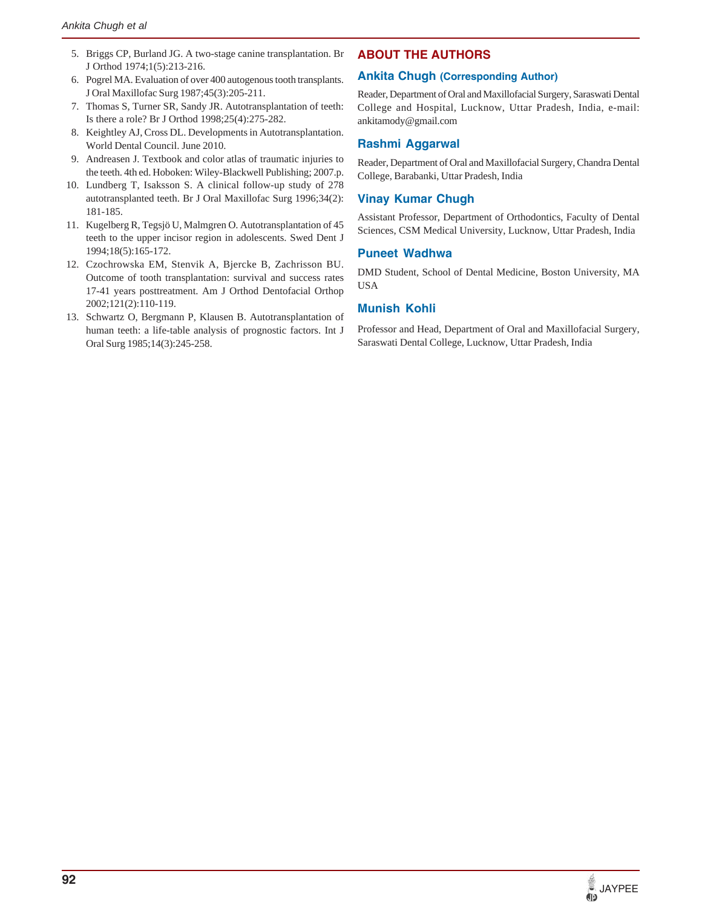5. Briggs CP, Burland JG. A two-stage canine transplantation. Br J Orthod 1974;1(5):213-216.
6. Pogrel MA. Evaluation of over 400 autogenous tooth transplants. J Oral Maxillofac Surg 1987;45(3):205-211.
7. Thomas S, Turner SR, Sandy JR. Autotransplantation of teeth: Is there a role? Br J Orthod 1998;25(4):275-282.
8. Keightley AJ, Cross DL. Developments in Autotransplantation. World Dental Council. June 2010.
9. Andreasen J. Textbook and color atlas of traumatic injuries to the teeth. 4th ed. Hoboken: Wiley-Blackwell Publishing; 2007.p.
10. Lundberg T, Isaksson S. A clinical follow-up study of 278 autotransplanted teeth. Br J Oral Maxillofac Surg 1996;34(2): 181-185.
11. Kugelberg R, Tegsjö U, Malmgren O. Autotransplantation of 45 teeth to the upper incisor region in adolescents. Swed Dent J 1994;18(5):165-172.
12. Czochrowska EM, Stenvik A, Bjercke B, Zachrisson BU. Outcome of tooth transplantation: survival and success rates 17-41 years posttreatment. Am J Orthod Dentofacial Orthop 2002;121(2):110-119.
13. Schwartz O, Bergmann P, Klausen B. Autotransplantation of human teeth: a life-table analysis of prognostic factors. Int J Oral Surg 1985;14(3):245-258.

## ABOUT THE AUTHORS

### Ankita Chugh (Corresponding Author)

Reader, Department of Oral and Maxillofacial Surgery, Saraswati Dental College and Hospital, Lucknow, Uttar Pradesh, India, e-mail: ankitamody@gmail.com

### Rashmi Aggarwal

Reader, Department of Oral and Maxillofacial Surgery, Chandra Dental College, Barabanki, Uttar Pradesh, India

### Vinay Kumar Chugh

Assistant Professor, Department of Orthodontics, Faculty of Dental Sciences, CSM Medical University, Lucknow, Uttar Pradesh, India

### Puneet Wadhwa

DMD Student, School of Dental Medicine, Boston University, MA USA

### Munish Kohli

Professor and Head, Department of Oral and Maxillofacial Surgery, Saraswati Dental College, Lucknow, Uttar Pradesh, India